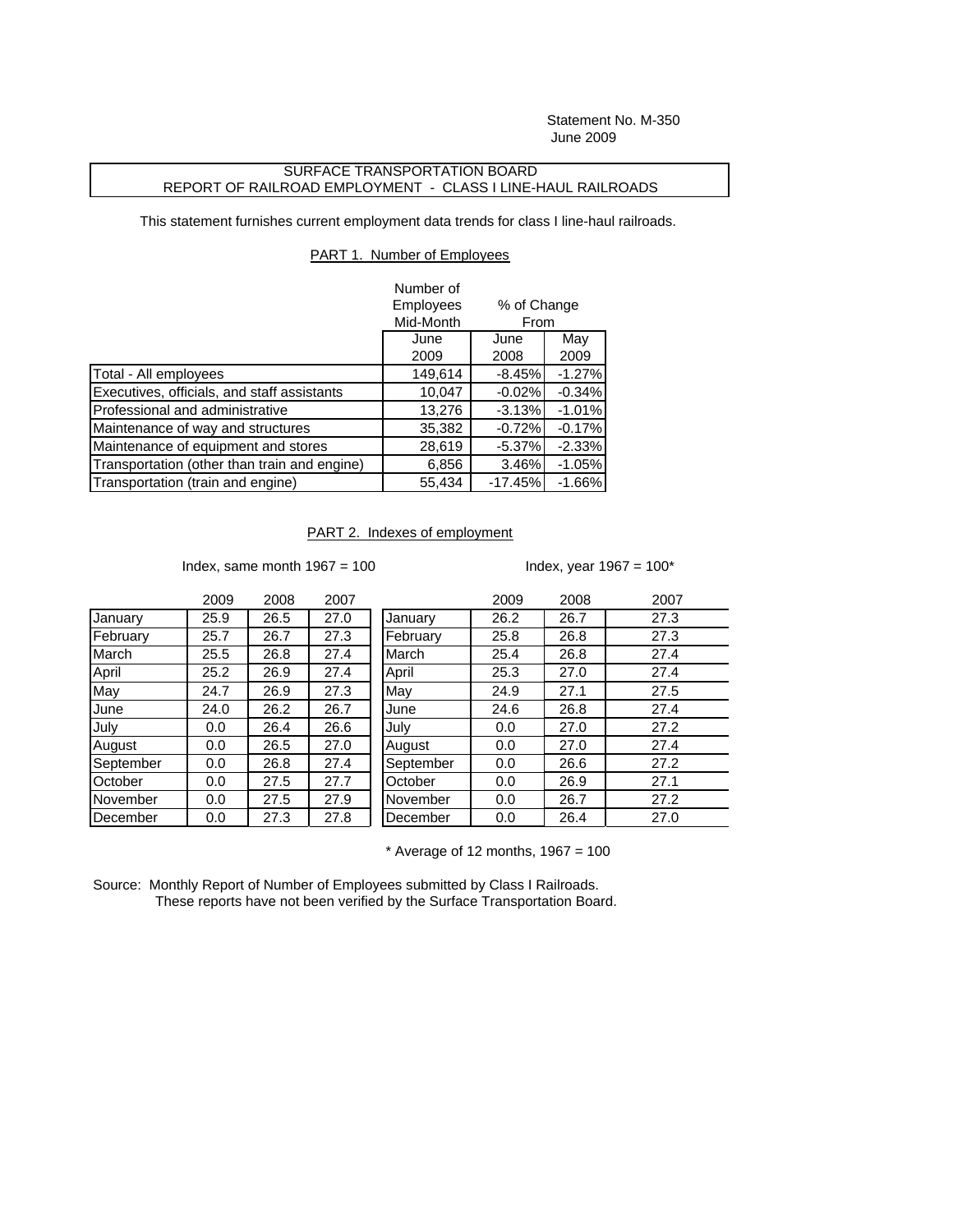Statement No. M-350
June 2009

# SURFACE TRANSPORTATION BOARD
# REPORT OF RAILROAD EMPLOYMENT - CLASS I LINE-HAUL RAILROADS

This statement furnishes current employment data trends for class I line-haul railroads.

## PART 1. Number of Employees

| | Number of Employees Mid-Month | % of Change From | |
|---|---|---|---|
| | June 2009 | June 2008 | May 2009 |
| Total - All employees | 149,614 | -8.45% | -1.27% |
| Executives, officials, and staff assistants | 10,047 | -0.02% | -0.34% |
| Professional and administrative | 13,276 | -3.13% | -1.01% |
| Maintenance of way and structures | 35,382 | -0.72% | -0.17% |
| Maintenance of equipment and stores | 28,619 | -5.37% | -2.33% |
| Transportation (other than train and engine) | 6,856 | 3.46% | -1.05% |
| Transportation (train and engine) | 55,434 | -17.45% | -1.66% |

## PART 2. Indexes of employment

Index, same month 1967 = 100

| | 2009 | 2008 | 2007 |
|---|---|---|---|
| January | 25.9 | 26.5 | 27.0 |
| February | 25.7 | 26.7 | 27.3 |
| March | 25.5 | 26.8 | 27.4 |
| April | 25.2 | 26.9 | 27.4 |
| May | 24.7 | 26.9 | 27.3 |
| June | 24.0 | 26.2 | 26.7 |
| July | 0.0 | 26.4 | 26.6 |
| August | 0.0 | 26.5 | 27.0 |
| September | 0.0 | 26.8 | 27.4 |
| October | 0.0 | 27.5 | 27.7 |
| November | 0.0 | 27.5 | 27.9 |
| December | 0.0 | 27.3 | 27.8 |

Index, year 1967 = 100*

| | 2009 | 2008 | 2007 |
|---|---|---|---|
| January | 26.2 | 26.7 | 27.3 |
| February | 25.8 | 26.8 | 27.3 |
| March | 25.4 | 26.8 | 27.4 |
| April | 25.3 | 27.0 | 27.4 |
| May | 24.9 | 27.1 | 27.5 |
| June | 24.6 | 26.8 | 27.4 |
| July | 0.0 | 27.0 | 27.2 |
| August | 0.0 | 27.0 | 27.4 |
| September | 0.0 | 26.6 | 27.2 |
| October | 0.0 | 26.9 | 27.1 |
| November | 0.0 | 26.7 | 27.2 |
| December | 0.0 | 26.4 | 27.0 |

* Average of 12 months, 1967 = 100

Source: Monthly Report of Number of Employees submitted by Class I Railroads.
These reports have not been verified by the Surface Transportation Board.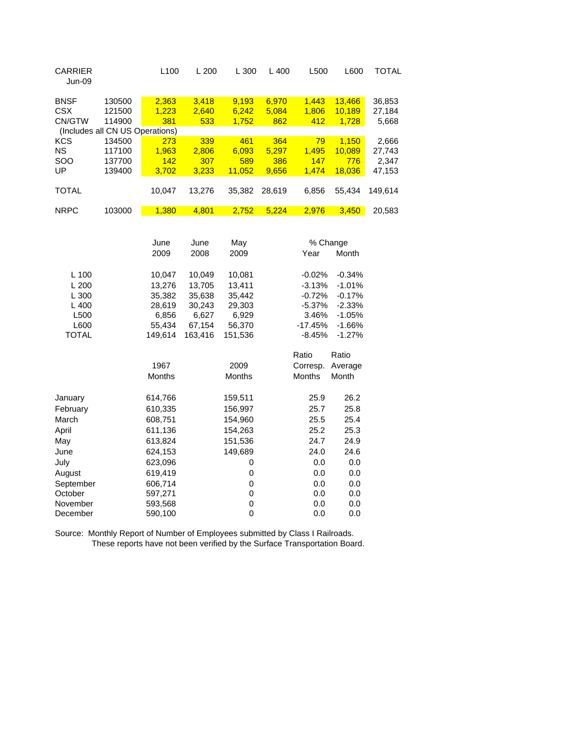| CARRIER Jun-09 | | L100 | L 200 | L 300 | L 400 | L500 | L600 | TOTAL |
|---|---|---|---|---|---|---|---|---|
| BNSF | 130500 | 2,363 | 3,418 | 9,193 | 6,970 | 1,443 | 13,466 | 36,853 |
| CSX | 121500 | 1,223 | 2,640 | 6,242 | 5,084 | 1,806 | 10,189 | 27,184 |
| CN/GTW | 114900 | 381 | 533 | 1,752 | 862 | 412 | 1,728 | 5,668 |
| (Includes all CN US Operations) | | | | | | | | |
| KCS | 134500 | 273 | 339 | 461 | 364 | 79 | 1,150 | 2,666 |
| NS | 117100 | 1,963 | 2,806 | 6,093 | 5,297 | 1,495 | 10,089 | 27,743 |
| SOO | 137700 | 142 | 307 | 589 | 386 | 147 | 776 | 2,347 |
| UP | 139400 | 3,702 | 3,233 | 11,052 | 9,656 | 1,474 | 18,036 | 47,153 |
| TOTAL | | 10,047 | 13,276 | 35,382 | 28,619 | 6,856 | 55,434 | 149,614 |
| NRPC | 103000 | 1,380 | 4,801 | 2,752 | 5,224 | 2,976 | 3,450 | 20,583 |

| | June 2009 | June 2008 | May 2009 | % Change Year | % Change Month |
|---|---|---|---|---|---|
| L 100 | 10,047 | 10,049 | 10,081 | -0.02% | -0.34% |
| L 200 | 13,276 | 13,705 | 13,411 | -3.13% | -1.01% |
| L 300 | 35,382 | 35,638 | 35,442 | -0.72% | -0.17% |
| L 400 | 28,619 | 30,243 | 29,303 | -5.37% | -2.33% |
| L500 | 6,856 | 6,627 | 6,929 | 3.46% | -1.05% |
| L600 | 55,434 | 67,154 | 56,370 | -17.45% | -1.66% |
| TOTAL | 149,614 | 163,416 | 151,536 | -8.45% | -1.27% |

| | 1967 Months | 2009 Months | Ratio Corresp. Months | Ratio Average Month |
|---|---|---|---|---|
| January | 614,766 | 159,511 | 25.9 | 26.2 |
| February | 610,335 | 156,997 | 25.7 | 25.8 |
| March | 608,751 | 154,960 | 25.5 | 25.4 |
| April | 611,136 | 154,263 | 25.2 | 25.3 |
| May | 613,824 | 151,536 | 24.7 | 24.9 |
| June | 624,153 | 149,689 | 24.0 | 24.6 |
| July | 623,096 | 0 | 0.0 | 0.0 |
| August | 619,419 | 0 | 0.0 | 0.0 |
| September | 606,714 | 0 | 0.0 | 0.0 |
| October | 597,271 | 0 | 0.0 | 0.0 |
| November | 593,568 | 0 | 0.0 | 0.0 |
| December | 590,100 | 0 | 0.0 | 0.0 |

Source: Monthly Report of Number of Employees submitted by Class I Railroads.
These reports have not been verified by the Surface Transportation Board.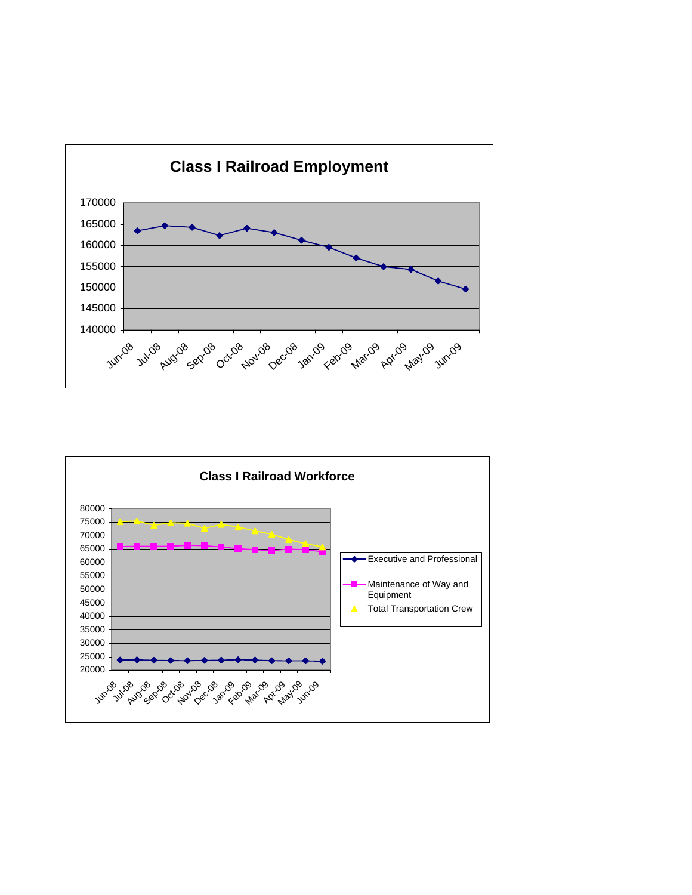**Class I Railroad Employment**

170000
165000
160000
155000
150000
145000
140000

Jun-08 Jul-08 Aug-08 Sep-08 Oct-08 Nov-08 Dec-08 Jan-09 Feb-09 Mar-09 Apr-09 May-09 Jun-09

**Class I Railroad Workforce**

80000
75000
70000
65000
60000
55000
50000
45000
40000
35000
30000
25000
20000

Jun-08 Jul-08 Aug-08 Sep-08 Oct-08 Nov-08 Dec-08 Jan-09 Feb-09 Mar-09 Apr-09 May-09 Jun-09

Executive and Professional
Maintenance of Way and Equipment
Total Transportation Crew